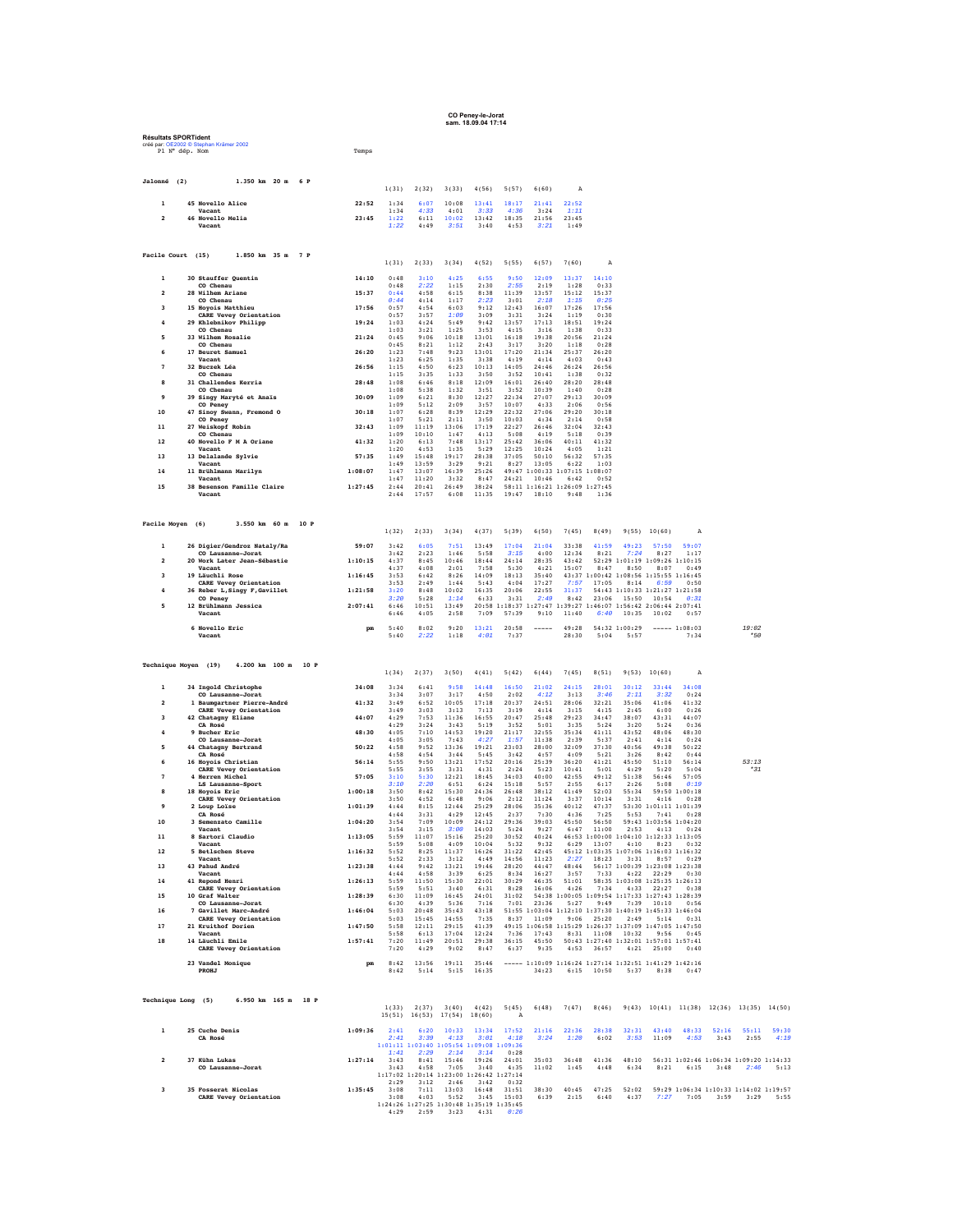**CO Peney-le-Jorat**
**sam. 18.09.04 17:14**

**Résultats SPORTident**
créé par: OE2002 © Stephan Krämer 2002

## Jalonné (2) 1.350 km 20 m 6 P

| Pl | N° dép. | Nom | Temps | 1(31) | 2(32) | 3(33) | 4(56) | 5(57) | 6(60) | A |
|---|---|---|---|---|---|---|---|---|---|---|
| 1 | 45 | Novello Alice | 22:52 | 1:34 | 6:07 | 10:08 | 13:41 | 18:17 | 21:41 | 22:52 |
| | | Vacant | | 1:34 | 4:33 | 4:01 | 3:33 | 4:36 | 3:24 | 1:11 |
| 2 | 46 | Novello Melia | 23:45 | 1:22 | 6:11 | 10:02 | 13:42 | 18:35 | 21:56 | 23:45 |
| | | Vacant | | 1:22 | 4:49 | 3:51 | 3:40 | 4:53 | 3:21 | 1:49 |

## Facile Court (15) 1.850 km 35 m 7 P

| Pl | N° dép. | Nom | Temps | 1(31) | 2(33) | 3(34) | 4(52) | 5(55) | 6(57) | 7(60) | A |
|---|---|---|---|---|---|---|---|---|---|---|---|
| 1 | 30 | Stauffer Quentin | 14:10 | 0:48 | 3:10 | 4:25 | 6:55 | 9:50 | 12:09 | 13:37 | 14:10 |
| | | CO Chenau | | 0:48 | 2:22 | 1:15 | 2:30 | 2:55 | 2:19 | 1:28 | 0:33 |
| 2 | 28 | Wilhem Ariane | 15:37 | 0:44 | 4:58 | 6:15 | 8:38 | 11:39 | 13:57 | 15:12 | 15:37 |
| | | CO Chenau | | 0:44 | 4:14 | 1:17 | 2:23 | 3:01 | 2:18 | 1:15 | 0:25 |
| 3 | 15 | Hoyois Matthieu | 17:56 | 0:57 | 4:54 | 6:03 | 9:12 | 12:43 | 16:07 | 17:26 | 17:56 |
| | | CARE Vevey Orientation | | 0:57 | 3:57 | 1:09 | 3:09 | 3:31 | 3:24 | 1:19 | 0:30 |
| 4 | 29 | Khlebnikov Philipp | 19:24 | 1:03 | 4:24 | 5:49 | 9:42 | 13:57 | 17:13 | 18:51 | 19:24 |
| | | CO Chenau | | 1:03 | 3:21 | 1:25 | 3:53 | 4:15 | 3:16 | 1:38 | 0:33 |
| 5 | 33 | Wilhem Rosalie | 21:24 | 0:45 | 9:06 | 10:18 | 13:01 | 16:18 | 19:38 | 20:56 | 21:24 |
| | | CO Chenau | | 0:45 | 8:21 | 1:12 | 2:43 | 3:17 | 3:20 | 1:18 | 0:28 |
| 6 | 17 | Beuret Samuel | 26:20 | 1:23 | 7:48 | 9:23 | 13:01 | 17:20 | 21:34 | 25:37 | 26:20 |
| | | Vacant | | 1:23 | 6:25 | 1:35 | 3:38 | 4:19 | 4:14 | 4:03 | 0:43 |
| 7 | 32 | Buczek Léa | 26:56 | 1:15 | 4:50 | 6:23 | 10:13 | 14:05 | 24:46 | 26:24 | 26:56 |
| | | CO Chenau | | 1:15 | 3:35 | 1:33 | 3:50 | 3:52 | 10:41 | 1:38 | 0:32 |
| 8 | 31 | Challendes Kerria | 28:48 | 1:08 | 6:46 | 8:18 | 12:09 | 16:01 | 26:40 | 28:20 | 28:48 |
| | | CO Chenau | | 1:08 | 5:38 | 1:32 | 3:51 | 3:52 | 10:39 | 1:40 | 0:28 |
| 9 | 39 | Singy Maryté et Anaïs | 30:09 | 1:09 | 6:21 | 8:30 | 12:27 | 22:34 | 27:07 | 29:13 | 30:09 |
| | | CO Peney | | 1:09 | 5:12 | 2:09 | 3:57 | 10:07 | 4:33 | 2:06 | 0:56 |
| 10 | 47 | Sinoy Swann, Fremond O | 30:18 | 1:07 | 6:28 | 8:39 | 12:29 | 22:32 | 27:06 | 29:20 | 30:18 |
| | | CO Peney | | 1:07 | 5:21 | 2:11 | 3:50 | 10:03 | 4:34 | 2:14 | 0:58 |
| 11 | 27 | Weiskopf Robin | 32:43 | 1:09 | 11:19 | 13:06 | 17:19 | 22:27 | 26:46 | 32:04 | 32:43 |
| | | CO Chenau | | 1:09 | 10:10 | 1:47 | 4:13 | 5:08 | 4:19 | 5:18 | 0:39 |
| 12 | 40 | Novello F M A Oriane | 41:32 | 1:20 | 6:13 | 7:48 | 13:17 | 25:42 | 36:06 | 40:11 | 41:32 |
| | | Vacant | | 1:20 | 4:53 | 1:35 | 5:29 | 12:25 | 10:24 | 4:05 | 1:21 |
| 13 | 13 | Delalande Sylvie | 57:35 | 1:49 | 15:48 | 19:17 | 28:38 | 37:05 | 50:10 | 56:32 | 57:35 |
| | | Vacant | | 1:49 | 13:59 | 3:29 | 9:21 | 8:27 | 13:05 | 6:22 | 1:03 |
| 14 | 11 | Brühlmann Marilyn | 1:08:07 | 1:47 | 13:07 | 16:39 | 25:26 | 49:47 | 1:00:33 | 1:07:15 | 1:08:07 |
| | | Vacant | | 1:47 | 11:20 | 3:32 | 8:47 | 24:21 | 10:46 | 6:42 | 0:52 |
| 15 | 38 | Besenson Famille Claire | 1:27:45 | 2:44 | 20:41 | 26:49 | 38:24 | 58:11 | 1:16:21 | 1:26:09 | 1:27:45 |
| | | Vacant | | 2:44 | 17:57 | 6:08 | 11:35 | 19:47 | 18:10 | 9:48 | 1:36 |

## Facile Moyen (6) 3.550 km 60 m 10 P

| Pl | N° dép. | Nom | Temps | 1(32) | 2(33) | 3(34) | 4(37) | 5(39) | 6(50) | 7(45) | 8(49) | 9(55) | 10(60) | A | |
|---|---|---|---|---|---|---|---|---|---|---|---|---|---|---|---|
| 1 | 26 | Digier/Gendroz Nataly/Ra | 59:07 | 3:42 | 6:05 | 7:51 | 13:49 | 17:04 | 21:04 | 33:38 | 41:59 | 49:23 | 57:50 | 59:07 | |
| | | CO Lausanne-Jorat | | 3:42 | 2:23 | 1:46 | 5:58 | 3:15 | 4:00 | 12:34 | 8:21 | 7:24 | 8:27 | 1:17 | |
| 2 | 20 | Work Later Jean-Sébastie | 1:10:15 | 4:37 | 8:45 | 10:46 | 18:44 | 24:14 | 28:35 | 43:42 | 52:29 | 1:01:19 | 1:09:26 | 1:10:15 | |
| | | Vacant | | 4:37 | 4:08 | 2:01 | 7:58 | 5:30 | 4:21 | 15:07 | 8:47 | 8:50 | 8:07 | 0:49 | |
| 3 | 19 | Läuchli Rose | 1:16:45 | 3:53 | 6:42 | 8:26 | 14:09 | 18:13 | 35:40 | 43:37 | 1:00:42 | 1:08:56 | 1:15:55 | 1:16:45 | |
| | | CARE Vevey Orientation | | 3:53 | 2:49 | 1:44 | 5:43 | 4:04 | 17:27 | 7:57 | 17:05 | 8:14 | 6:59 | 0:50 | |
| 4 | 36 | Reber L,Singy F,Gavillet | 1:21:58 | 3:20 | 8:48 | 10:02 | 16:35 | 20:06 | 22:55 | 31:37 | 54:43 | 1:10:33 | 1:21:27 | 1:21:58 | |
| | | CO Peney | | 3:20 | 5:28 | 1:14 | 6:33 | 3:31 | 2:49 | 8:42 | 23:06 | 15:50 | 10:54 | 0:31 | |
| 5 | 12 | Brühlmann Jessica | 2:07:41 | 6:46 | 10:51 | 13:49 | 20:58 | 1:18:37 | 1:27:47 | 1:39:27 | 1:46:07 | 1:56:42 | 2:06:44 | 2:07:41 | |
| | | Vacant | | 6:46 | 4:05 | 2:58 | 7:09 | 57:39 | 9:10 | 11:40 | 6:40 | 10:35 | 10:02 | 0:57 | |
| | 6 | Novello Eric | pm | 5:40 | 8:02 | 9:20 | 13:21 | 20:58 | ----- | 49:28 | 54:32 | 1:00:29 | ----- | 1:08:03 | 19:02 |
| | | Vacant | | 5:40 | 2:22 | 1:18 | 4:01 | 7:37 | | 28:30 | 5:04 | 5:57 | | 7:34 | *50 |

## Technique Moyen (19) 4.200 km 100 m 10 P

| Pl | N° dép. | Nom | Temps | 1(34) | 2(37) | 3(50) | 4(41) | 5(42) | 6(44) | 7(45) | 8(51) | 9(53) | 10(60) | A | |
|---|---|---|---|---|---|---|---|---|---|---|---|---|---|---|---|
| 1 | 34 | Ingold Christophe | 34:08 | 3:34 | 6:41 | 9:58 | 14:48 | 16:50 | 21:02 | 24:15 | 28:01 | 30:12 | 33:44 | 34:08 | |
| | | CO Lausanne-Jorat | | 3:34 | 3:07 | 3:17 | 4:50 | 2:02 | 4:12 | 3:13 | 3:46 | 2:11 | 3:32 | 0:24 | |
| 2 | 1 | Baumgartner Pierre-André | 41:32 | 3:49 | 6:52 | 10:05 | 17:18 | 20:37 | 24:51 | 28:06 | 32:21 | 35:06 | 41:06 | 41:32 | |
| | | CARE Vevey Orientation | | 3:49 | 3:03 | 3:13 | 7:13 | 3:19 | 4:14 | 3:15 | 4:15 | 2:45 | 6:00 | 0:26 | |
| 3 | 42 | Chatagny Eliane | 44:07 | 4:29 | 7:53 | 11:36 | 16:55 | 20:47 | 25:48 | 29:23 | 34:47 | 38:07 | 43:31 | 44:07 | |
| | | CA Rosé | | 4:29 | 3:24 | 3:43 | 5:19 | 3:52 | 5:01 | 3:35 | 5:24 | 3:20 | 5:24 | 0:36 | |
| 4 | 9 | Bucher Eric | 48:30 | 4:05 | 7:10 | 14:53 | 19:20 | 21:17 | 32:55 | 35:34 | 41:11 | 43:52 | 48:06 | 48:30 | |
| | | CO Lausanne-Jorat | | 4:05 | 3:05 | 7:43 | 4:27 | 1:57 | 11:38 | 2:39 | 5:37 | 2:41 | 4:14 | 0:24 | |
| 5 | 44 | Chatagny Bertrand | 50:22 | 4:58 | 9:52 | 13:36 | 19:21 | 23:03 | 28:00 | 32:09 | 37:30 | 40:56 | 49:38 | 50:22 | |
| | | CA Rosé | | 4:58 | 4:54 | 3:44 | 5:45 | 3:42 | 4:57 | 4:09 | 5:21 | 3:26 | 8:42 | 0:44 | |
| 6 | 16 | Hoyois Christian | 56:14 | 5:55 | 9:50 | 13:21 | 17:52 | 20:16 | 25:39 | 36:20 | 41:21 | 45:50 | 51:10 | 56:14 | 53:13 |
| | | CARE Vevey Orientation | | 5:55 | 3:55 | 3:31 | 4:31 | 2:24 | 5:23 | 10:41 | 5:01 | 4:29 | 5:20 | 5:04 | *31 |
| 7 | 4 | Herren Michel | 57:05 | 3:10 | 5:30 | 12:21 | 18:45 | 34:03 | 40:00 | 42:55 | 49:12 | 51:38 | 56:46 | 57:05 | |
| | | LS Lausanne-Sport | | 3:10 | 2:20 | 6:51 | 6:24 | 15:18 | 5:57 | 2:55 | 6:17 | 2:26 | 5:08 | 0:19 | |
| 8 | 18 | Hoyois Eric | 1:00:18 | 3:50 | 8:42 | 15:30 | 24:36 | 26:48 | 38:12 | 41:49 | 52:03 | 55:34 | 59:50 | 1:00:18 | |
| | | CARE Vevey Orientation | | 3:50 | 4:52 | 6:48 | 9:06 | 2:12 | 11:24 | 3:37 | 10:14 | 3:31 | 4:16 | 0:28 | |
| 9 | 2 | Loup Loïse | 1:01:39 | 4:44 | 8:15 | 12:44 | 25:29 | 28:06 | 35:36 | 40:12 | 47:37 | 53:30 | 1:01:11 | 1:01:39 | |
| | | CA Rosé | | 4:44 | 3:31 | 4:29 | 12:45 | 2:37 | 7:30 | 4:36 | 7:25 | 5:53 | 7:41 | 0:28 | |
| 10 | 3 | Semenzato Camille | 1:04:20 | 3:54 | 7:09 | 10:09 | 24:12 | 29:36 | 39:03 | 45:50 | 56:50 | 59:43 | 1:03:56 | 1:04:20 | |
| | | Vacant | | 3:54 | 3:15 | 3:00 | 14:03 | 5:24 | 9:27 | 6:47 | 11:00 | 2:53 | 4:13 | 0:24 | |
| 11 | 8 | Sartori Claudio | 1:13:05 | 5:59 | 11:07 | 15:16 | 25:20 | 30:52 | 40:24 | 46:53 | 1:00:00 | 1:04:10 | 1:12:33 | 1:13:05 | |
| | | Vacant | | 5:59 | 5:08 | 4:09 | 10:04 | 5:32 | 9:32 | 6:29 | 13:07 | 4:10 | 8:23 | 0:32 | |
| 12 | 5 | Betlschen Steve | 1:16:32 | 5:52 | 8:25 | 11:37 | 16:26 | 31:22 | 42:45 | 45:12 | 1:03:35 | 1:07:06 | 1:16:03 | 1:16:32 | |
| | | Vacant | | 5:52 | 2:33 | 3:12 | 4:49 | 14:56 | 11:23 | 2:27 | 18:23 | 3:31 | 8:57 | 0:29 | |
| 13 | 43 | Pahud André | 1:23:38 | 4:44 | 9:42 | 13:21 | 19:46 | 28:20 | 44:47 | 48:44 | 56:17 | 1:00:39 | 1:23:08 | 1:23:38 | |
| | | Vacant | | 4:44 | 4:58 | 3:39 | 6:25 | 8:34 | 16:27 | 3:57 | 7:33 | 4:22 | 22:29 | 0:30 | |
| 14 | 41 | Repond Henri | 1:26:13 | 5:59 | 11:50 | 15:30 | 22:01 | 30:29 | 46:35 | 51:01 | 58:35 | 1:03:08 | 1:25:35 | 1:26:13 | |
| | | CARE Vevey Orientation | | 5:59 | 5:51 | 3:40 | 6:31 | 8:28 | 16:06 | 4:26 | 7:34 | 4:33 | 22:27 | 0:38 | |
| 15 | 10 | Graf Walter | 1:28:39 | 6:30 | 11:09 | 16:45 | 24:01 | 31:02 | 54:38 | 1:00:05 | 1:09:54 | 1:17:33 | 1:27:43 | 1:28:39 | |
| | | CO Lausanne-Jorat | | 6:30 | 4:39 | 5:36 | 7:16 | 7:01 | 23:36 | 5:27 | 9:49 | 7:39 | 10:10 | 0:56 | |
| 16 | 7 | Gavillet Marc-André | 1:46:04 | 5:03 | 20:48 | 35:43 | 43:18 | 51:55 | 1:03:04 | 1:12:10 | 1:37:30 | 1:40:19 | 1:45:33 | 1:46:04 | |
| | | CARE Vevey Orientation | | 5:03 | 15:45 | 14:55 | 7:35 | 8:37 | 11:09 | 9:06 | 25:20 | 2:49 | 5:14 | 0:31 | |
| 17 | 21 | Kruithof Dorien | 1:47:50 | 5:58 | 12:11 | 29:15 | 41:39 | 49:15 | 1:06:58 | 1:15:29 | 1:26:37 | 1:37:09 | 1:47:05 | 1:47:50 | |
| | | Vacant | | 5:58 | 6:13 | 17:04 | 12:24 | 7:36 | 17:43 | 8:31 | 11:08 | 10:32 | 9:56 | 0:45 | |
| 18 | 14 | Läuchli Emile | 1:57:41 | 7:20 | 11:49 | 20:51 | 29:38 | 36:15 | 45:50 | 50:43 | 1:27:40 | 1:32:01 | 1:57:01 | 1:57:41 | |
| | | CARE Vevey Orientation | | 7:20 | 4:29 | 9:02 | 8:47 | 6:37 | 9:35 | 4:53 | 36:57 | 4:21 | 25:00 | 0:40 | |
| | 23 | Vandel Monique | pm | 8:42 | 13:56 | 19:11 | 35:46 | ----- | 1:10:09 | 1:16:24 | 1:27:14 | 1:32:51 | 1:41:29 | 1:42:16 | |
| | | PROHJ | | 8:42 | 5:14 | 5:15 | 16:35 | | 34:23 | 6:15 | 10:50 | 5:37 | 8:38 | 0:47 | |

## Technique Long (5) 6.950 km 165 m 18 P

| Pl | N° dép. | Nom | Temps | 1(33) | 2(37) | 3(40) | 4(42) | 5(45) | 6(48) | 7(47) | 8(46) | 9(43) | 10(41) | 11(38) | 12(36) | 13(35) | 14(50) | 15(51) | 16(53) | 17(54) | 18(60) | A |
|---|---|---|---|---|---|---|---|---|---|---|---|---|---|---|---|---|---|---|---|---|---|---|
| 1 | 25 | Cuche Denis | 1:09:36 | 2:41 | 6:20 | 10:33 | 13:34 | 17:52 | 21:16 | 22:36 | 28:38 | 32:31 | 43:40 | 48:33 | 52:16 | 55:11 | 59:30 | 1:01:11 | 1:03:40 | 1:05:54 | 1:09:08 | 1:09:36 |
| | | CA Rosé | | 2:41 | 3:39 | 4:13 | 3:01 | 4:18 | 3:24 | 1:20 | 6:02 | 3:53 | 11:09 | 4:53 | 3:43 | 2:55 | 4:19 | 1:41 | 2:29 | 2:14 | 3:14 | 0:28 |
| 2 | 37 | Kühn Lukas | 1:27:14 | 3:43 | 8:41 | 15:46 | 19:26 | 24:01 | 35:03 | 36:48 | 41:36 | 48:10 | 56:31 | 1:02:46 | 1:06:34 | 1:09:20 | 1:14:33 | 1:17:02 | 1:20:14 | 1:23:00 | 1:26:42 | 1:27:14 |
| | | CO Lausanne-Jorat | | 3:43 | 4:58 | 7:05 | 3:40 | 4:35 | 11:02 | 1:45 | 4:48 | 6:34 | 8:21 | 6:15 | 3:48 | 2:46 | 5:13 | 2:29 | 3:12 | 2:46 | 3:42 | 0:32 |
| 3 | 35 | Fosserat Nicolas | 1:35:45 | 3:08 | 7:11 | 13:03 | 16:48 | 31:51 | 38:30 | 40:45 | 47:25 | 52:02 | 59:29 | 1:06:34 | 1:10:33 | 1:14:02 | 1:19:57 | 1:24:26 | 1:27:25 | 1:30:48 | 1:35:19 | 1:35:45 |
| | | CARE Vevey Orientation | | 3:08 | 4:03 | 5:52 | 3:45 | 15:03 | 6:39 | 2:15 | 6:40 | 4:37 | 7:27 | 7:05 | 3:59 | 3:29 | 5:55 | 4:29 | 2:59 | 3:23 | 4:31 | 0:26 |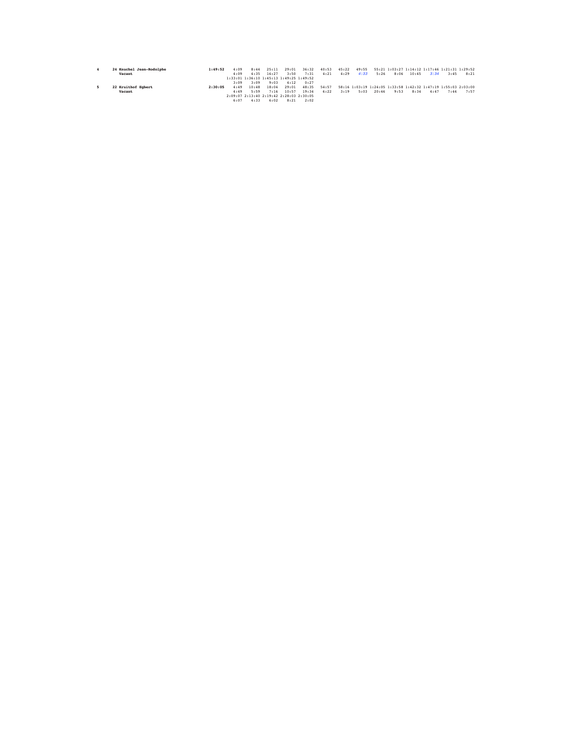| | | | | | | | | | | | | | | | | | | | | |
|---|---|---|---|---|---|---|---|---|---|---|---|---|---|---|---|---|---|---|---|---|
| **4** | **24 Knuchel Jean-Rodolphe** | **1:49:52** | 4:09 | 8:44 | 25:11 | 29:01 | 36:32 | 40:53 | 45:22 | 49:55 | 55:21 | 1:03:27 | 1:14:12 | 1:17:46 | 1:21:31 | 1:29:52 |
| | **Vacant** | | 4:09 | 4:35 | 16:27 | 3:50 | 7:31 | 4:21 | 4:29 | *4:33* | 5:26 | 8:06 | 10:45 | *3:34* | 3:45 | 8:21 |
| | | | 1:33:01 | 1:36:10 | 1:45:13 | 1:49:25 | 1:49:52 | | | | | | | | | |
| | | | 3:09 | 3:09 | 9:03 | 4:12 | 0:27 | | | | | | | | | |
| **5** | **22 Kruithof Egbert** | **2:30:05** | 4:49 | 10:48 | 18:04 | 29:01 | 48:35 | 54:57 | 58:16 | 1:03:19 | 1:24:05 | 1:33:58 | 1:42:32 | 1:47:19 | 1:55:03 | 2:03:00 |
| | **Vacant** | | 4:49 | 5:59 | 7:16 | 10:57 | 19:34 | 6:22 | 3:19 | 5:03 | 20:46 | 9:53 | 8:34 | 4:47 | 7:44 | 7:57 |
| | | | 2:09:07 | 2:13:40 | 2:19:42 | 2:28:03 | 2:30:05 | | | | | | | | | |
| | | | 6:07 | 4:33 | 6:02 | 8:21 | 2:02 | | | | | | | | | |